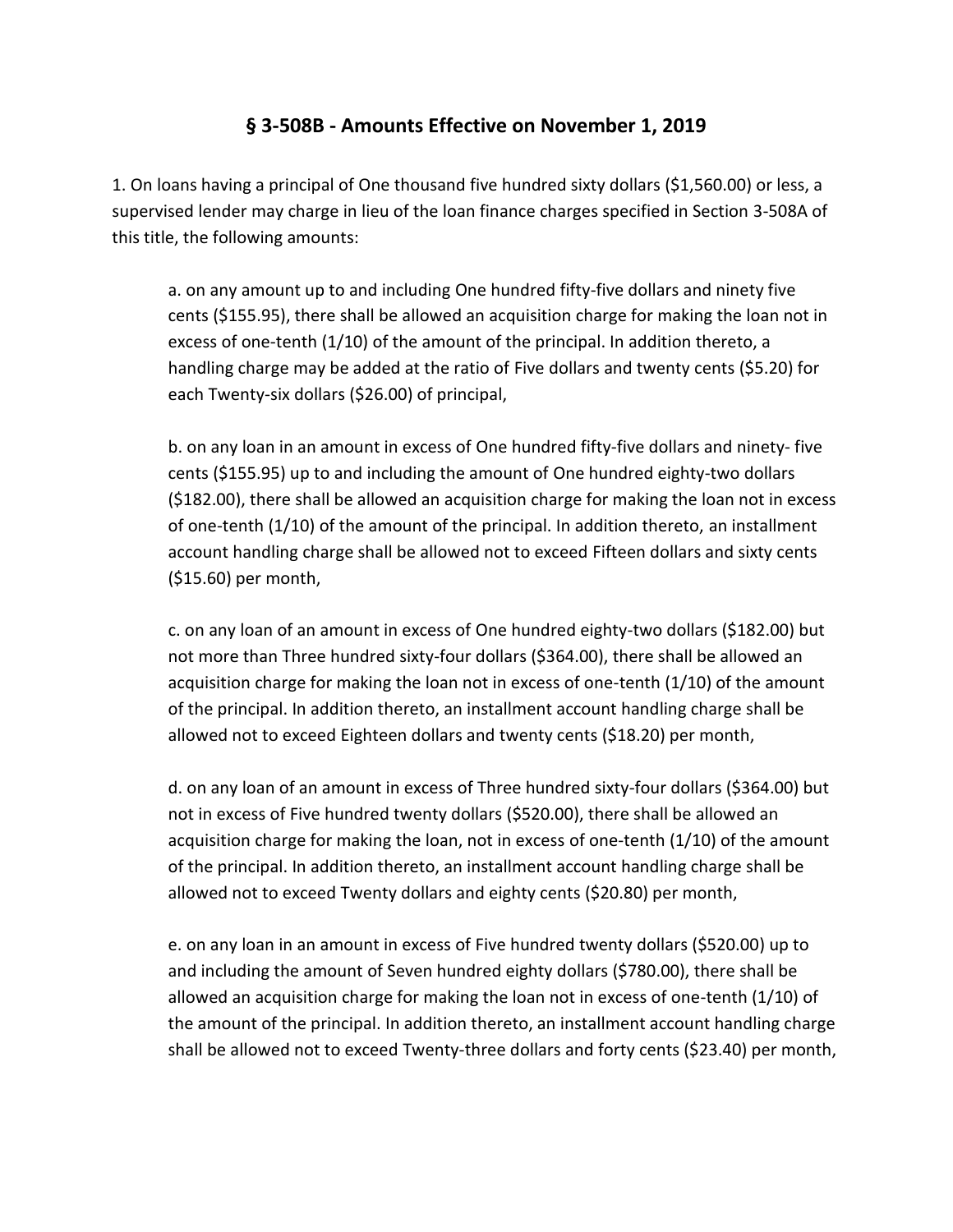# § 3-508B - Amounts Effective on November 1, 2019

1. On loans having a principal of One thousand five hundred sixty dollars ($1,560.00) or less, a supervised lender may charge in lieu of the loan finance charges specified in Section 3-508A of this title, the following amounts:

   a. on any amount up to and including One hundred fifty-five dollars and ninety five cents ($155.95), there shall be allowed an acquisition charge for making the loan not in excess of one-tenth (1/10) of the amount of the principal. In addition thereto, a handling charge may be added at the ratio of Five dollars and twenty cents ($5.20) for each Twenty-six dollars ($26.00) of principal,

   b. on any loan in an amount in excess of One hundred fifty-five dollars and ninety- five cents ($155.95) up to and including the amount of One hundred eighty-two dollars ($182.00), there shall be allowed an acquisition charge for making the loan not in excess of one-tenth (1/10) of the amount of the principal. In addition thereto, an installment account handling charge shall be allowed not to exceed Fifteen dollars and sixty cents ($15.60) per month,

   c. on any loan of an amount in excess of One hundred eighty-two dollars ($182.00) but not more than Three hundred sixty-four dollars ($364.00), there shall be allowed an acquisition charge for making the loan not in excess of one-tenth (1/10) of the amount of the principal. In addition thereto, an installment account handling charge shall be allowed not to exceed Eighteen dollars and twenty cents ($18.20) per month,

   d. on any loan of an amount in excess of Three hundred sixty-four dollars ($364.00) but not in excess of Five hundred twenty dollars ($520.00), there shall be allowed an acquisition charge for making the loan, not in excess of one-tenth (1/10) of the amount of the principal. In addition thereto, an installment account handling charge shall be allowed not to exceed Twenty dollars and eighty cents ($20.80) per month,

   e. on any loan in an amount in excess of Five hundred twenty dollars ($520.00) up to and including the amount of Seven hundred eighty dollars ($780.00), there shall be allowed an acquisition charge for making the loan not in excess of one-tenth (1/10) of the amount of the principal. In addition thereto, an installment account handling charge shall be allowed not to exceed Twenty-three dollars and forty cents ($23.40) per month,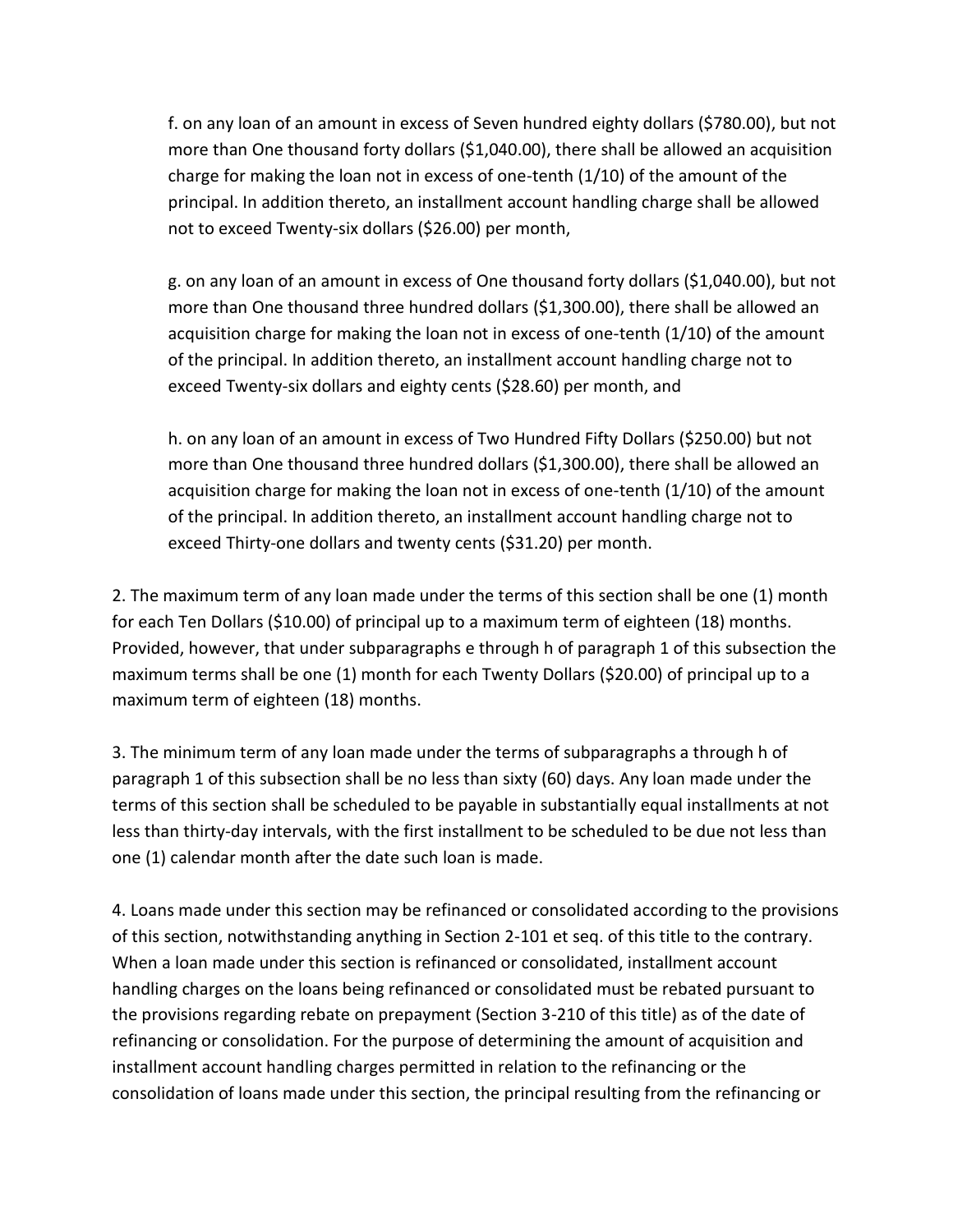f. on any loan of an amount in excess of Seven hundred eighty dollars ($780.00), but not more than One thousand forty dollars ($1,040.00), there shall be allowed an acquisition charge for making the loan not in excess of one-tenth (1/10) of the amount of the principal. In addition thereto, an installment account handling charge shall be allowed not to exceed Twenty-six dollars ($26.00) per month,

g. on any loan of an amount in excess of One thousand forty dollars ($1,040.00), but not more than One thousand three hundred dollars ($1,300.00), there shall be allowed an acquisition charge for making the loan not in excess of one-tenth (1/10) of the amount of the principal. In addition thereto, an installment account handling charge not to exceed Twenty-six dollars and eighty cents ($28.60) per month, and

h. on any loan of an amount in excess of Two Hundred Fifty Dollars ($250.00) but not more than One thousand three hundred dollars ($1,300.00), there shall be allowed an acquisition charge for making the loan not in excess of one-tenth (1/10) of the amount of the principal. In addition thereto, an installment account handling charge not to exceed Thirty-one dollars and twenty cents ($31.20) per month.

2. The maximum term of any loan made under the terms of this section shall be one (1) month for each Ten Dollars ($10.00) of principal up to a maximum term of eighteen (18) months. Provided, however, that under subparagraphs e through h of paragraph 1 of this subsection the maximum terms shall be one (1) month for each Twenty Dollars ($20.00) of principal up to a maximum term of eighteen (18) months.

3. The minimum term of any loan made under the terms of subparagraphs a through h of paragraph 1 of this subsection shall be no less than sixty (60) days. Any loan made under the terms of this section shall be scheduled to be payable in substantially equal installments at not less than thirty-day intervals, with the first installment to be scheduled to be due not less than one (1) calendar month after the date such loan is made.

4. Loans made under this section may be refinanced or consolidated according to the provisions of this section, notwithstanding anything in Section 2-101 et seq. of this title to the contrary. When a loan made under this section is refinanced or consolidated, installment account handling charges on the loans being refinanced or consolidated must be rebated pursuant to the provisions regarding rebate on prepayment (Section 3-210 of this title) as of the date of refinancing or consolidation. For the purpose of determining the amount of acquisition and installment account handling charges permitted in relation to the refinancing or the consolidation of loans made under this section, the principal resulting from the refinancing or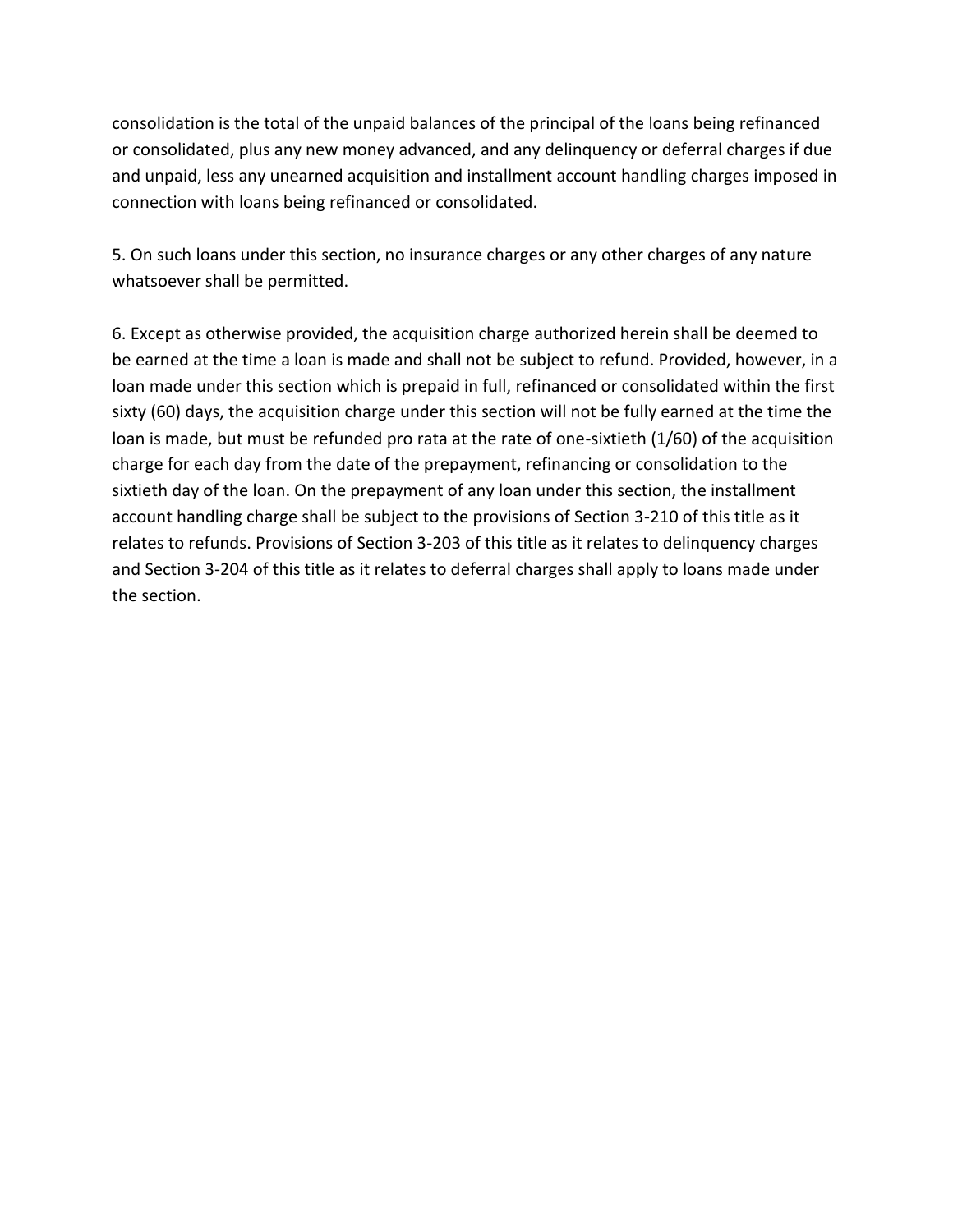consolidation is the total of the unpaid balances of the principal of the loans being refinanced or consolidated, plus any new money advanced, and any delinquency or deferral charges if due and unpaid, less any unearned acquisition and installment account handling charges imposed in connection with loans being refinanced or consolidated.

5. On such loans under this section, no insurance charges or any other charges of any nature whatsoever shall be permitted.

6. Except as otherwise provided, the acquisition charge authorized herein shall be deemed to be earned at the time a loan is made and shall not be subject to refund. Provided, however, in a loan made under this section which is prepaid in full, refinanced or consolidated within the first sixty (60) days, the acquisition charge under this section will not be fully earned at the time the loan is made, but must be refunded pro rata at the rate of one-sixtieth (1/60) of the acquisition charge for each day from the date of the prepayment, refinancing or consolidation to the sixtieth day of the loan. On the prepayment of any loan under this section, the installment account handling charge shall be subject to the provisions of Section 3-210 of this title as it relates to refunds. Provisions of Section 3-203 of this title as it relates to delinquency charges and Section 3-204 of this title as it relates to deferral charges shall apply to loans made under the section.